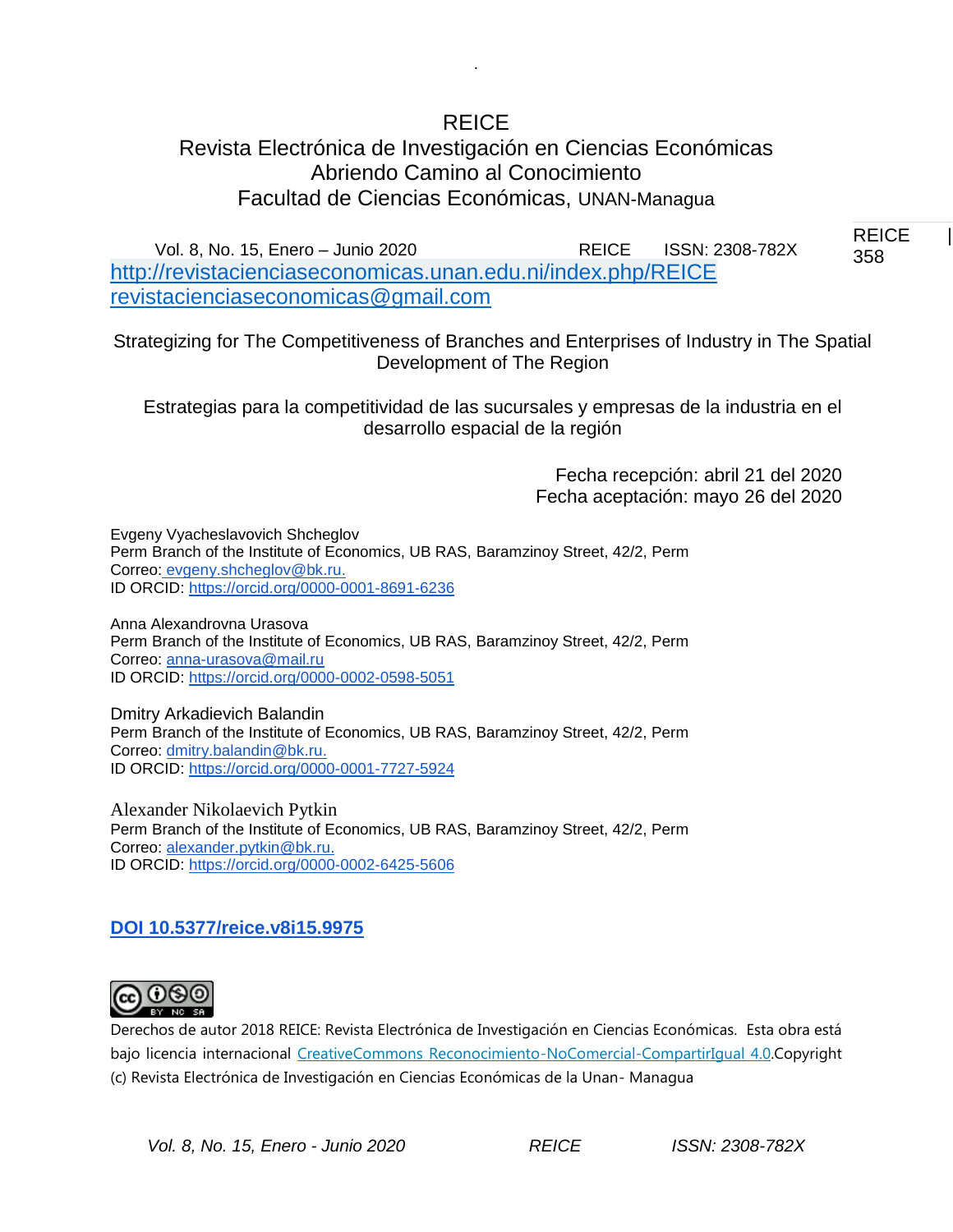REICE

Revista Electrónica de Investigación en Ciencias Económicas

Abriendo Camino al Conocimiento

Facultad de Ciencias Económicas, UNAN-Managua

Vol. 8, No. 15, Enero – Junio 2020 REICE ISSN: 2308-782X

http://revistacienciaseconomicas.unan.edu.ni/index.php/REICE

revistacienciaseconomicas@gmail.com

# Strategizing for The Competitiveness of Branches and Enterprises of Industry in The Spatial Development of The Region

# Estrategias para la competitividad de las sucursales y empresas de la industria en el desarrollo espacial de la región

Fecha recepción: abril 21 del 2020

Fecha aceptación: mayo 26 del 2020

Evgeny Vyacheslavovich Shcheglov
Perm Branch of the Institute of Economics, UB RAS, Baramzinoy Street, 42/2, Perm
Correo: evgeny.shcheglov@bk.ru.
ID ORCID: https://orcid.org/0000-0001-8691-6236

Anna Alexandrovna Urasova
Perm Branch of the Institute of Economics, UB RAS, Baramzinoy Street, 42/2, Perm
Correo: anna-urasova@mail.ru
ID ORCID: https://orcid.org/0000-0002-0598-5051

Dmitry Arkadievich Balandin
Perm Branch of the Institute of Economics, UB RAS, Baramzinoy Street, 42/2, Perm
Correo: dmitry.balandin@bk.ru.
ID ORCID: https://orcid.org/0000-0001-7727-5924

Alexander Nikolaevich Pytkin
Perm Branch of the Institute of Economics, UB RAS, Baramzinoy Street, 42/2, Perm
Correo: alexander.pytkin@bk.ru.
ID ORCID: https://orcid.org/0000-0002-6425-5606

**DOI 10.5377/reice.v8i15.9975**

Derechos de autor 2018 REICE: Revista Electrónica de Investigación en Ciencias Económicas. Esta obra está bajo licencia internacional CreativeCommons Reconocimiento-NoComercial-CompartirIgual 4.0.Copyright (c) Revista Electrónica de Investigación en Ciencias Económicas de la Unan- Managua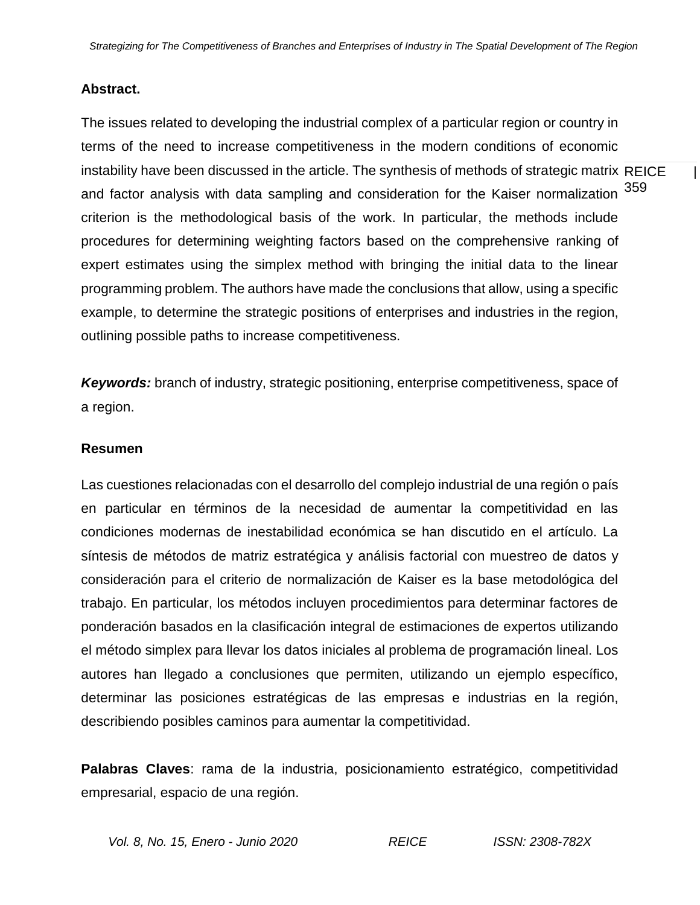**Abstract.**

The issues related to developing the industrial complex of a particular region or country in terms of the need to increase competitiveness in the modern conditions of economic instability have been discussed in the article. The synthesis of methods of strategic matrix and factor analysis with data sampling and consideration for the Kaiser normalization criterion is the methodological basis of the work. In particular, the methods include procedures for determining weighting factors based on the comprehensive ranking of expert estimates using the simplex method with bringing the initial data to the linear programming problem. The authors have made the conclusions that allow, using a specific example, to determine the strategic positions of enterprises and industries in the region, outlining possible paths to increase competitiveness.

***Keywords:*** branch of industry, strategic positioning, enterprise competitiveness, space of a region.

**Resumen**

Las cuestiones relacionadas con el desarrollo del complejo industrial de una región o país en particular en términos de la necesidad de aumentar la competitividad en las condiciones modernas de inestabilidad económica se han discutido en el artículo. La síntesis de métodos de matriz estratégica y análisis factorial con muestreo de datos y consideración para el criterio de normalización de Kaiser es la base metodológica del trabajo. En particular, los métodos incluyen procedimientos para determinar factores de ponderación basados en la clasificación integral de estimaciones de expertos utilizando el método simplex para llevar los datos iniciales al problema de programación lineal. Los autores han llegado a conclusiones que permiten, utilizando un ejemplo específico, determinar las posiciones estratégicas de las empresas e industrias en la región, describiendo posibles caminos para aumentar la competitividad.

**Palabras Claves**: rama de la industria, posicionamiento estratégico, competitividad empresarial, espacio de una región.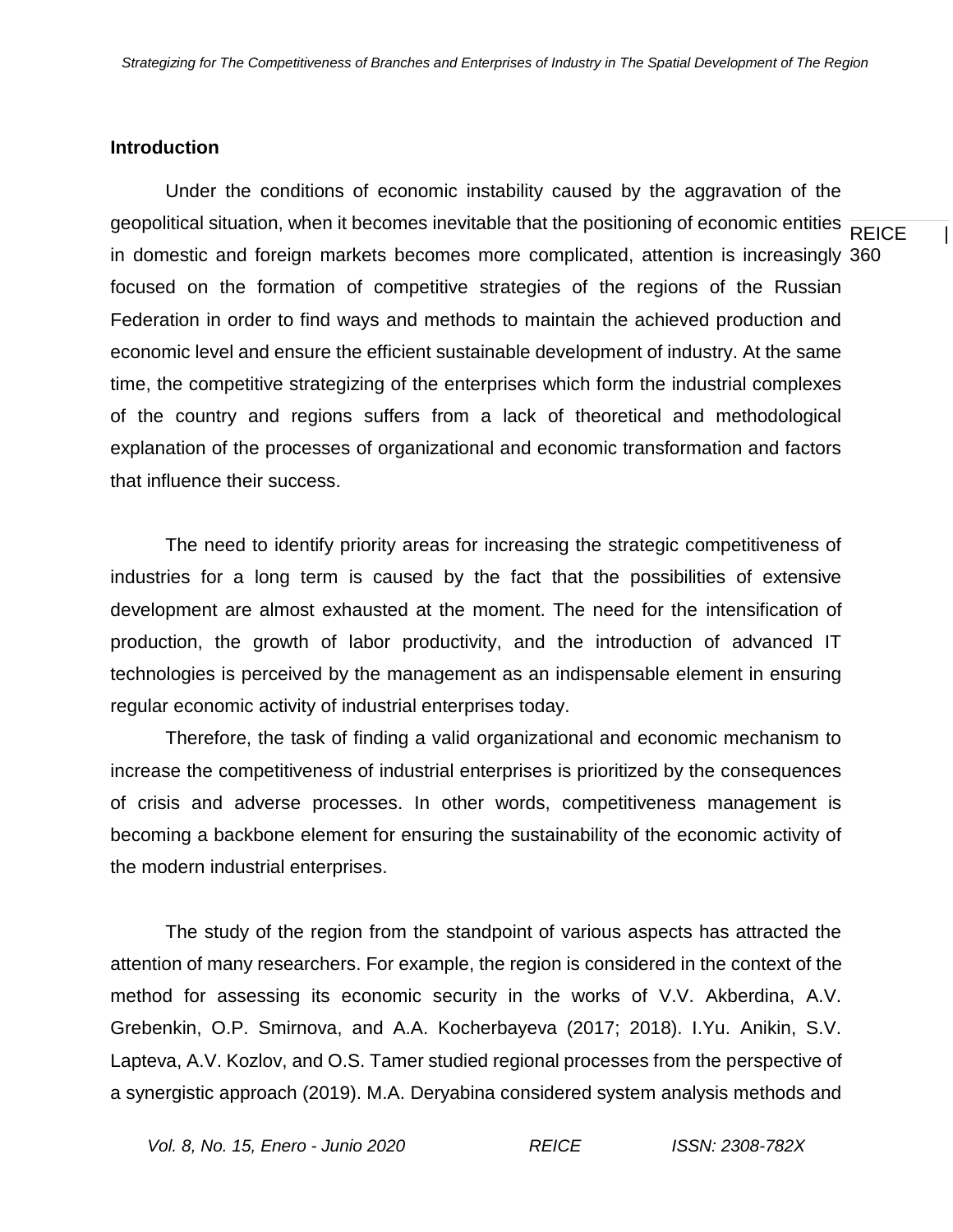## Introduction

Under the conditions of economic instability caused by the aggravation of the geopolitical situation, when it becomes inevitable that the positioning of economic entities in domestic and foreign markets becomes more complicated, attention is increasingly focused on the formation of competitive strategies of the regions of the Russian Federation in order to find ways and methods to maintain the achieved production and economic level and ensure the efficient sustainable development of industry. At the same time, the competitive strategizing of the enterprises which form the industrial complexes of the country and regions suffers from a lack of theoretical and methodological explanation of the processes of organizational and economic transformation and factors that influence their success.

The need to identify priority areas for increasing the strategic competitiveness of industries for a long term is caused by the fact that the possibilities of extensive development are almost exhausted at the moment. The need for the intensification of production, the growth of labor productivity, and the introduction of advanced IT technologies is perceived by the management as an indispensable element in ensuring regular economic activity of industrial enterprises today.

Therefore, the task of finding a valid organizational and economic mechanism to increase the competitiveness of industrial enterprises is prioritized by the consequences of crisis and adverse processes. In other words, competitiveness management is becoming a backbone element for ensuring the sustainability of the economic activity of the modern industrial enterprises.

The study of the region from the standpoint of various aspects has attracted the attention of many researchers. For example, the region is considered in the context of the method for assessing its economic security in the works of V.V. Akberdina, A.V. Grebenkin, O.P. Smirnova, and A.A. Kocherbayeva (2017; 2018). I.Yu. Anikin, S.V. Lapteva, A.V. Kozlov, and O.S. Tamer studied regional processes from the perspective of a synergistic approach (2019). M.A. Deryabina considered system analysis methods and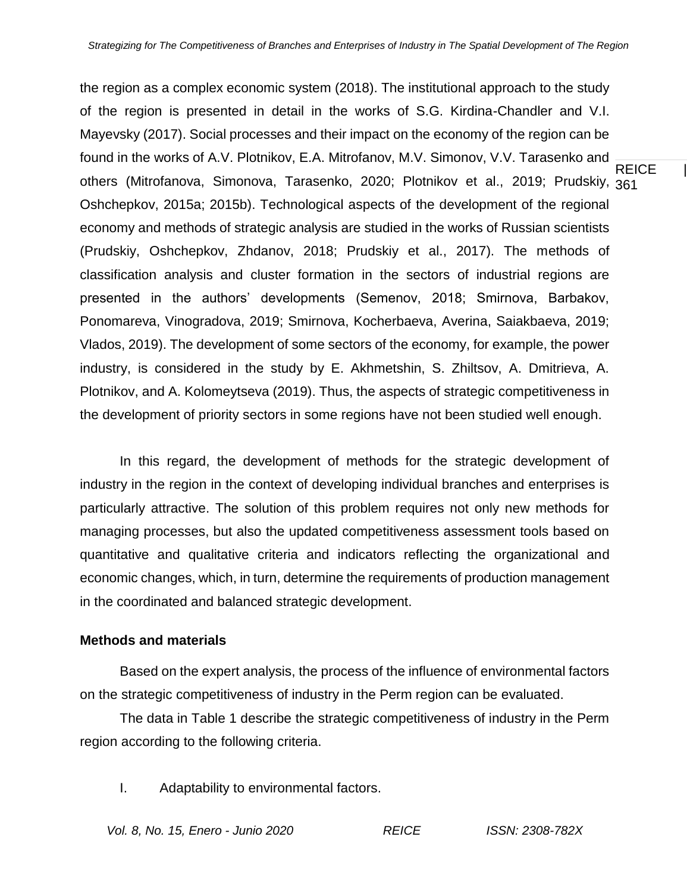the region as a complex economic system (2018). The institutional approach to the study of the region is presented in detail in the works of S.G. Kirdina-Chandler and V.I. Mayevsky (2017). Social processes and their impact on the economy of the region can be found in the works of A.V. Plotnikov, E.A. Mitrofanov, M.V. Simonov, V.V. Tarasenko and others (Mitrofanova, Simonova, Tarasenko, 2020; Plotnikov et al., 2019; Prudskiy, Oshchepkov, 2015a; 2015b). Technological aspects of the development of the regional economy and methods of strategic analysis are studied in the works of Russian scientists (Prudskiy, Oshchepkov, Zhdanov, 2018; Prudskiy et al., 2017). The methods of classification analysis and cluster formation in the sectors of industrial regions are presented in the authors' developments (Semenov, 2018; Smirnova, Barbakov, Ponomareva, Vinogradova, 2019; Smirnova, Kocherbaeva, Averina, Saiakbaeva, 2019; Vlados, 2019). The development of some sectors of the economy, for example, the power industry, is considered in the study by E. Akhmetshin, S. Zhiltsov, A. Dmitrieva, A. Plotnikov, and A. Kolomeytseva (2019). Thus, the aspects of strategic competitiveness in the development of priority sectors in some regions have not been studied well enough.

In this regard, the development of methods for the strategic development of industry in the region in the context of developing individual branches and enterprises is particularly attractive. The solution of this problem requires not only new methods for managing processes, but also the updated competitiveness assessment tools based on quantitative and qualitative criteria and indicators reflecting the organizational and economic changes, which, in turn, determine the requirements of production management in the coordinated and balanced strategic development.

**Methods and materials**

Based on the expert analysis, the process of the influence of environmental factors on the strategic competitiveness of industry in the Perm region can be evaluated.

The data in Table 1 describe the strategic competitiveness of industry in the Perm region according to the following criteria.

I. Adaptability to environmental factors.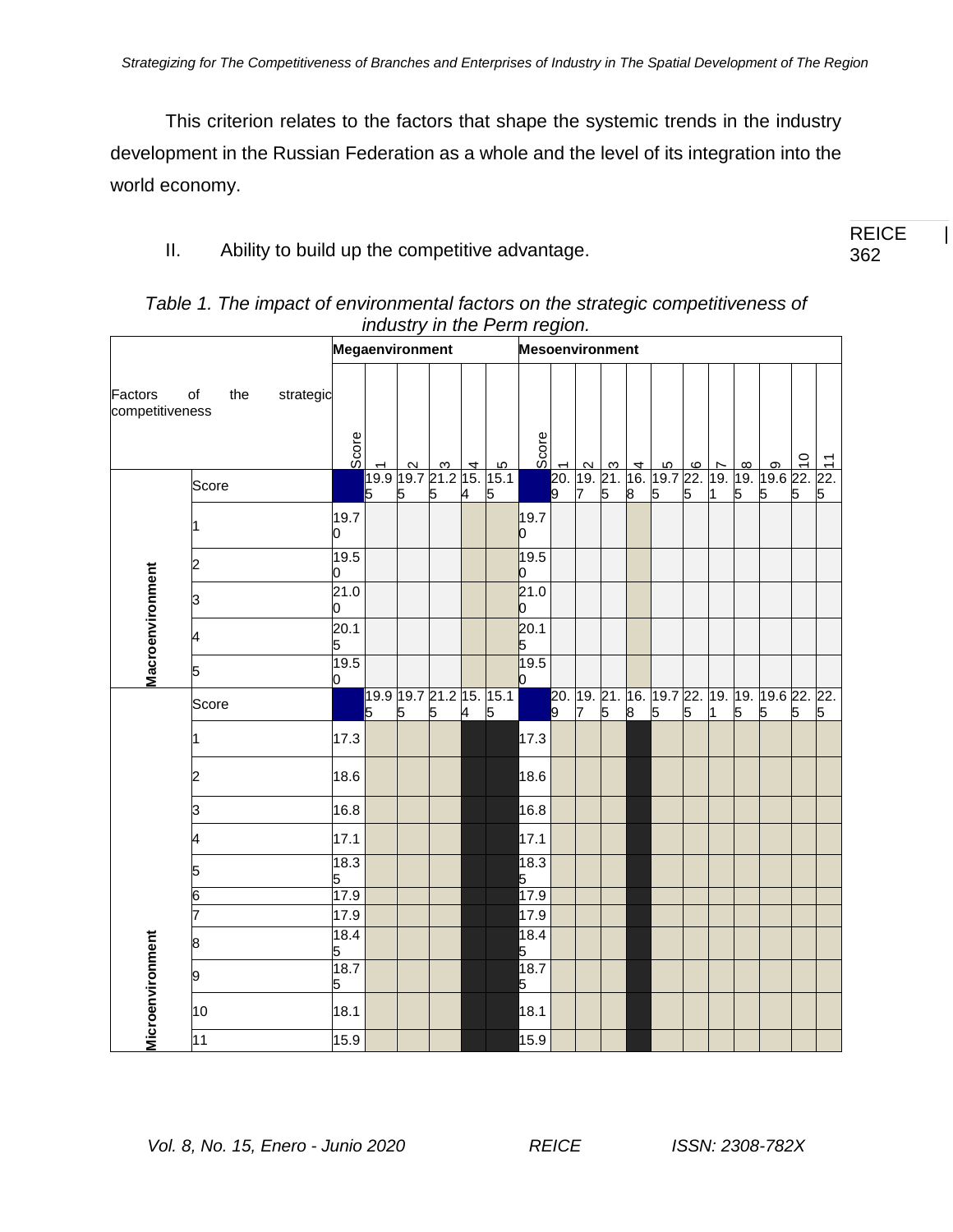This criterion relates to the factors that shape the systemic trends in the industry development in the Russian Federation as a whole and the level of its integration into the world economy.

II. Ability to build up the competitive advantage.

*Table 1. The impact of environmental factors on the strategic competitiveness of industry in the Perm region.*

| Factors of the strategic competitiveness | | Megaenvironment | | | | | | Mesoenvironment | | | | | | | | | | | | |
|---|---|---|---|---|---|---|---|---|---|---|---|---|---|---|---|---|---|---|---|---|
| | | Score | 1 | 2 | 3 | 4 | 5 | Score | 1 | 2 | 3 | 4 | 5 | 6 | 7 | 8 | 9 | 10 | 11 |
| Macroenvironment | Score | | 19.95 | 19.75 | 21.25 | 15.4 | 15.15 | | 20.9 | 19.7 | 21.5 | 16.8 | 19.75 | 22.5 | 19.1 | 19.5 | 19.65 | 22.5 | 22.5 |
| | 1 | 19.70 | | | | | | 19.70 | | | | | | | | | | | |
| | 2 | 19.50 | | | | | | 19.50 | | | | | | | | | | | |
| | 3 | 21.00 | | | | | | 21.00 | | | | | | | | | | | |
| | 4 | 20.15 | | | | | | 20.15 | | | | | | | | | | | |
| | 5 | 19.50 | | | | | | 19.50 | | | | | | | | | | | |
| Microenvironment | Score | | 19.95 | 19.75 | 21.25 | 15.4 | 15.15 | | 20.9 | 19.7 | 21.5 | 16.8 | 19.75 | 22.5 | 19.1 | 19.5 | 19.65 | 22.5 | 22.5 |
| | 1 | 17.3 | | | | | | 17.3 | | | | | | | | | | | |
| | 2 | 18.6 | | | | | | 18.6 | | | | | | | | | | | |
| | 3 | 16.8 | | | | | | 16.8 | | | | | | | | | | | |
| | 4 | 17.1 | | | | | | 17.1 | | | | | | | | | | | |
| | 5 | 18.35 | | | | | | 18.35 | | | | | | | | | | | |
| | 6 | 17.9 | | | | | | 17.9 | | | | | | | | | | | |
| | 7 | 17.9 | | | | | | 17.9 | | | | | | | | | | | |
| | 8 | 18.45 | | | | | | 18.45 | | | | | | | | | | | |
| | 9 | 18.75 | | | | | | 18.75 | | | | | | | | | | | |
| | 10 | 18.1 | | | | | | 18.1 | | | | | | | | | | | |
| | 11 | 15.9 | | | | | | 15.9 | | | | | | | | | | | |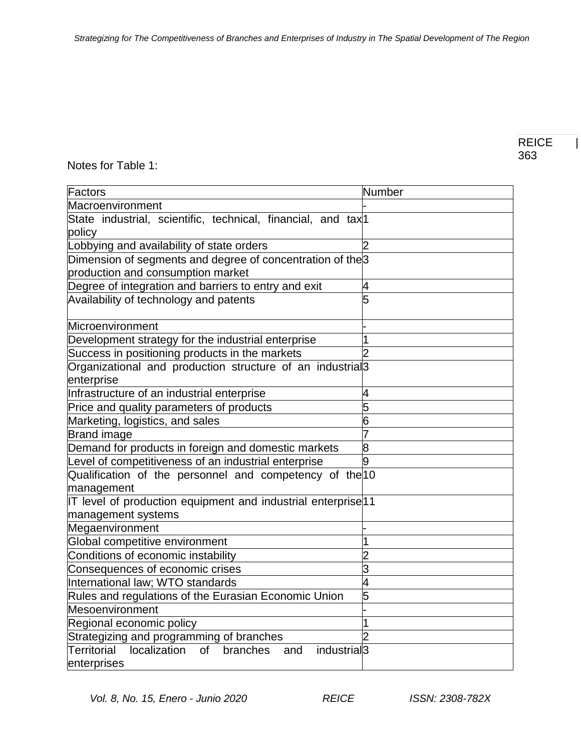Notes for Table 1:

| Factors | Number |
| --- | --- |
| Macroenvironment | - |
| State industrial, scientific, technical, financial, and tax policy | 1 |
| Lobbying and availability of state orders | 2 |
| Dimension of segments and degree of concentration of the production and consumption market | 3 |
| Degree of integration and barriers to entry and exit | 4 |
| Availability of technology and patents | 5 |
| Microenvironment | - |
| Development strategy for the industrial enterprise | 1 |
| Success in positioning products in the markets | 2 |
| Organizational and production structure of an industrial enterprise | 3 |
| Infrastructure of an industrial enterprise | 4 |
| Price and quality parameters of products | 5 |
| Marketing, logistics, and sales | 6 |
| Brand image | 7 |
| Demand for products in foreign and domestic markets | 8 |
| Level of competitiveness of an industrial enterprise | 9 |
| Qualification of the personnel and competency of the management | 10 |
| IT level of production equipment and industrial enterprise management systems | 11 |
| Megaenvironment | - |
| Global competitive environment | 1 |
| Conditions of economic instability | 2 |
| Consequences of economic crises | 3 |
| International law; WTO standards | 4 |
| Rules and regulations of the Eurasian Economic Union | 5 |
| Mesoenvironment | - |
| Regional economic policy | 1 |
| Strategizing and programming of branches | 2 |
| Territorial localization of branches and industrial enterprises | 3 |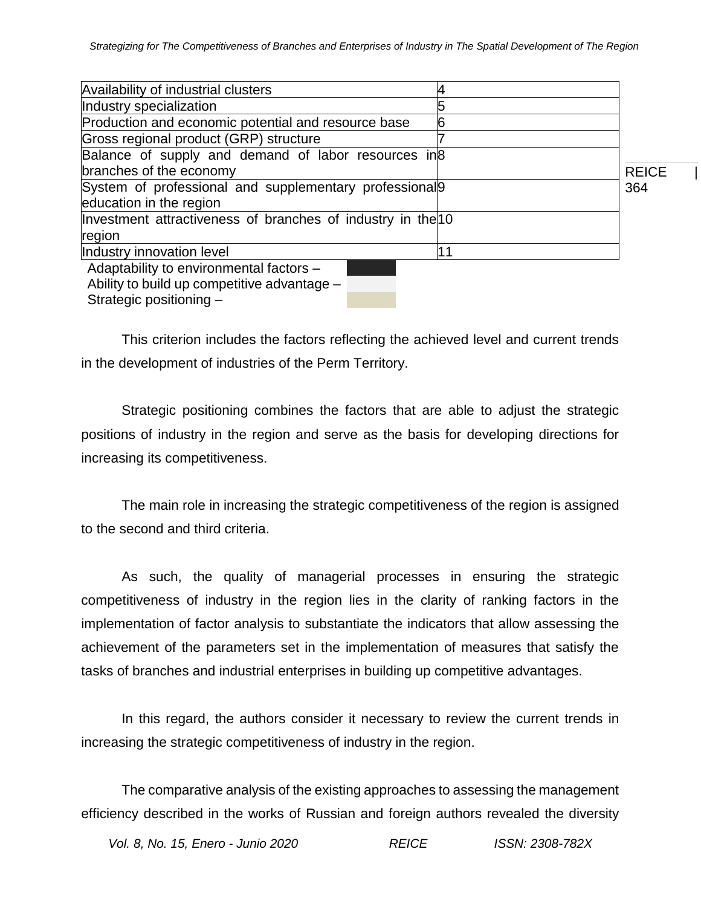| | | |
|---|---|---|
| Availability of industrial clusters | 4 | |
| Industry specialization | 5 | |
| Production and economic potential and resource base | 6 | |
| Gross regional product (GRP) structure | 7 | |
| Balance of supply and demand of labor resources in branches of the economy | 8 | |
| System of professional and supplementary professional education in the region | 9 | |
| Investment attractiveness of branches of industry in the region | 10 | |
| Industry innovation level | 11 | |

Adaptability to environmental factors –
Ability to build up competitive advantage –
Strategic positioning –

This criterion includes the factors reflecting the achieved level and current trends in the development of industries of the Perm Territory.

Strategic positioning combines the factors that are able to adjust the strategic positions of industry in the region and serve as the basis for developing directions for increasing its competitiveness.

The main role in increasing the strategic competitiveness of the region is assigned to the second and third criteria.

As such, the quality of managerial processes in ensuring the strategic competitiveness of industry in the region lies in the clarity of ranking factors in the implementation of factor analysis to substantiate the indicators that allow assessing the achievement of the parameters set in the implementation of measures that satisfy the tasks of branches and industrial enterprises in building up competitive advantages.

In this regard, the authors consider it necessary to review the current trends in increasing the strategic competitiveness of industry in the region.

The comparative analysis of the existing approaches to assessing the management efficiency described in the works of Russian and foreign authors revealed the diversity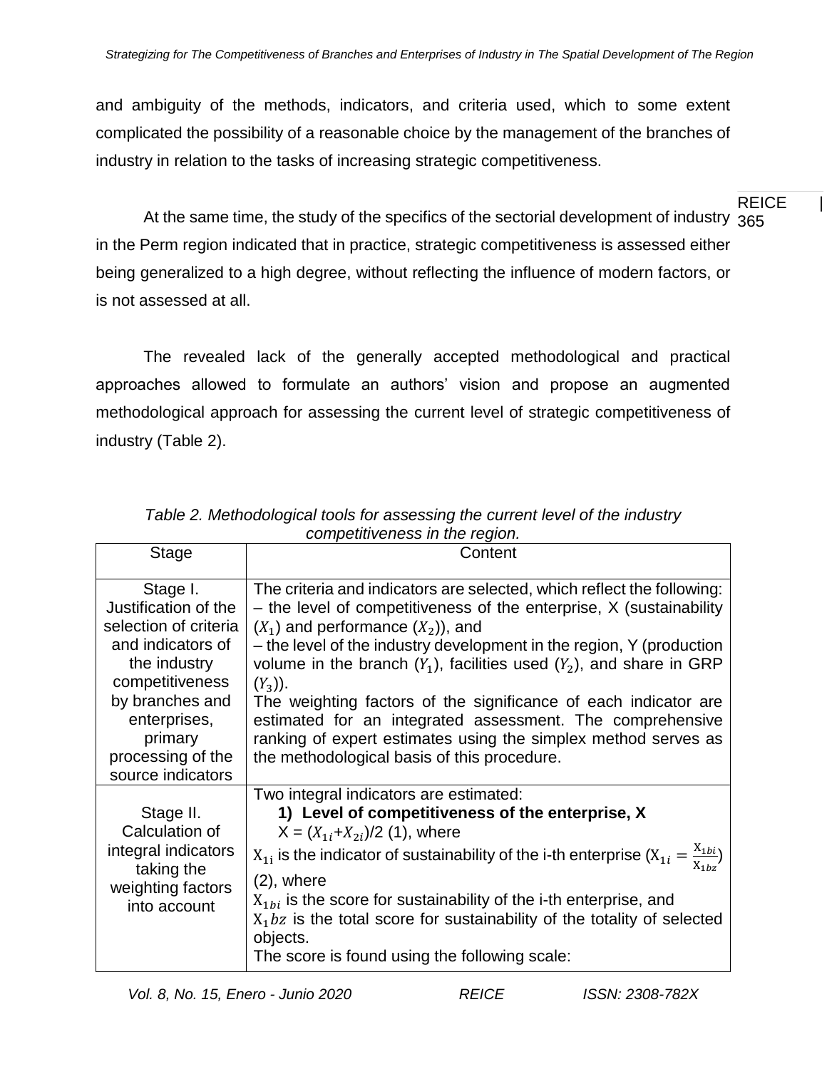and ambiguity of the methods, indicators, and criteria used, which to some extent complicated the possibility of a reasonable choice by the management of the branches of industry in relation to the tasks of increasing strategic competitiveness.

At the same time, the study of the specifics of the sectorial development of industry in the Perm region indicated that in practice, strategic competitiveness is assessed either being generalized to a high degree, without reflecting the influence of modern factors, or is not assessed at all.

The revealed lack of the generally accepted methodological and practical approaches allowed to formulate an authors' vision and propose an augmented methodological approach for assessing the current level of strategic competitiveness of industry (Table 2).

*Table 2. Methodological tools for assessing the current level of the industry competitiveness in the region.*

| Stage | Content |
|---|---|
| Stage I. Justification of the selection of criteria and indicators of the industry competitiveness by branches and enterprises, primary processing of the source indicators | The criteria and indicators are selected, which reflect the following:<br>– the level of competitiveness of the enterprise, X (sustainability ($X_1$) and performance ($X_2$)), and<br>– the level of the industry development in the region, Y (production volume in the branch ($Y_1$), facilities used ($Y_2$), and share in GRP ($Y_3$)).<br>The weighting factors of the significance of each indicator are estimated for an integrated assessment. The comprehensive ranking of expert estimates using the simplex method serves as the methodological basis of this procedure. |
| Stage II. Calculation of integral indicators taking the weighting factors into account | Two integral indicators are estimated:<br>**1) Level of competitiveness of the enterprise, X**<br>X = ($X_{1i}$+$X_{2i}$)/2 (1), where<br>$X_{1i}$ is the indicator of sustainability of the i-th enterprise ($X_{1i} = \frac{X_{1bi}}{X_{1bz}}$) (2), where<br>$X_{1bi}$ is the score for sustainability of the i-th enterprise, and<br>$X_1 bz$ is the total score for sustainability of the totality of selected objects.<br>The score is found using the following scale: |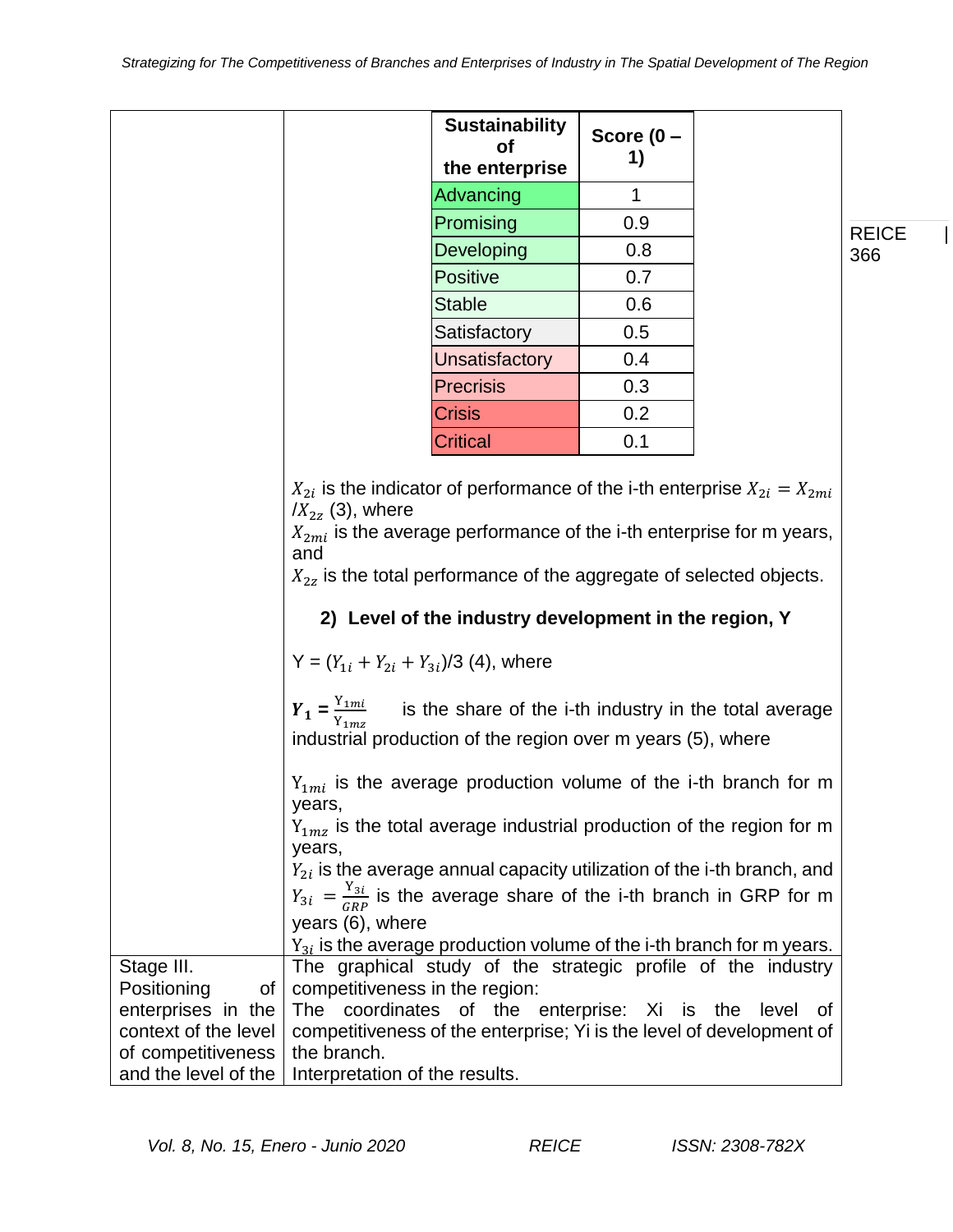| | |
|---|---|
| | **Sustainability of the enterprise** / **Score (0 – 1)**: Advancing 1; Promising 0.9; Developing 0.8; Positive 0.7; Stable 0.6; Satisfactory 0.5; Unsatisfactory 0.4; Precrisis 0.3; Crisis 0.2; Critical 0.1 |

| Sustainability of the enterprise | Score (0 – 1) |
|---|---|
| Advancing | 1 |
| Promising | 0.9 |
| Developing | 0.8 |
| Positive | 0.7 |
| Stable | 0.6 |
| Satisfactory | 0.5 |
| Unsatisfactory | 0.4 |
| Precrisis | 0.3 |
| Crisis | 0.2 |
| Critical | 0.1 |

$X_{2i}$ is the indicator of performance of the i-th enterprise $X_{2i} = X_{2mi} / X_{2z}$ (3), where

$X_{2mi}$ is the average performance of the i-th enterprise for m years, and

$X_{2z}$ is the total performance of the aggregate of selected objects.

**2) Level of the industry development in the region, Y**

Y = $(Y_{1i} + Y_{2i} + Y_{3i})/3$ (4), where

$\boldsymbol{Y_1} = \frac{Y_{1mi}}{Y_{1mz}}$ is the share of the i-th industry in the total average industrial production of the region over m years (5), where

$Y_{1mi}$ is the average production volume of the i-th branch for m years,

$Y_{1mz}$ is the total average industrial production of the region for m years,

$Y_{2i}$ is the average annual capacity utilization of the i-th branch, and

$Y_{3i} = \frac{Y_{3i}}{GRP}$ is the average share of the i-th branch in GRP for m years (6), where

$Y_{3i}$ is the average production volume of the i-th branch for m years.

| | |
|---|---|
| Stage III. Positioning of enterprises in the context of the level of competitiveness and the level of the | The graphical study of the strategic profile of the industry competitiveness in the region: The coordinates of the enterprise: Xi is the level of competitiveness of the enterprise; Yi is the level of development of the branch. Interpretation of the results. |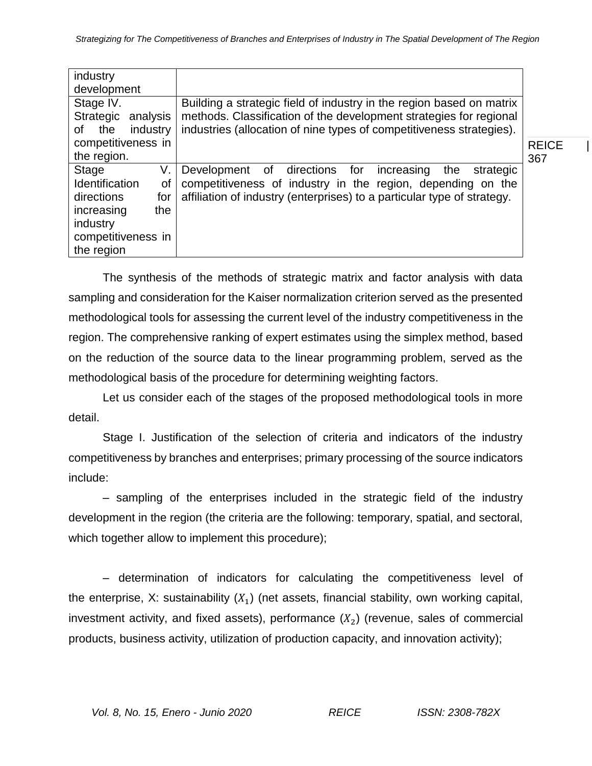| | |
|---|---|
| industry development | |
| Stage IV. Strategic analysis of the industry competitiveness in the region. | Building a strategic field of industry in the region based on matrix methods. Classification of the development strategies for regional industries (allocation of nine types of competitiveness strategies). |
| Stage V. Identification of directions for increasing the industry competitiveness in the region | Development of directions for increasing the strategic competitiveness of industry in the region, depending on the affiliation of industry (enterprises) to a particular type of strategy. |

The synthesis of the methods of strategic matrix and factor analysis with data sampling and consideration for the Kaiser normalization criterion served as the presented methodological tools for assessing the current level of the industry competitiveness in the region. The comprehensive ranking of expert estimates using the simplex method, based on the reduction of the source data to the linear programming problem, served as the methodological basis of the procedure for determining weighting factors.

Let us consider each of the stages of the proposed methodological tools in more detail.

Stage I. Justification of the selection of criteria and indicators of the industry competitiveness by branches and enterprises; primary processing of the source indicators include:

– sampling of the enterprises included in the strategic field of the industry development in the region (the criteria are the following: temporary, spatial, and sectoral, which together allow to implement this procedure);

– determination of indicators for calculating the competitiveness level of the enterprise, X: sustainability ($X_1$) (net assets, financial stability, own working capital, investment activity, and fixed assets), performance ($X_2$) (revenue, sales of commercial products, business activity, utilization of production capacity, and innovation activity);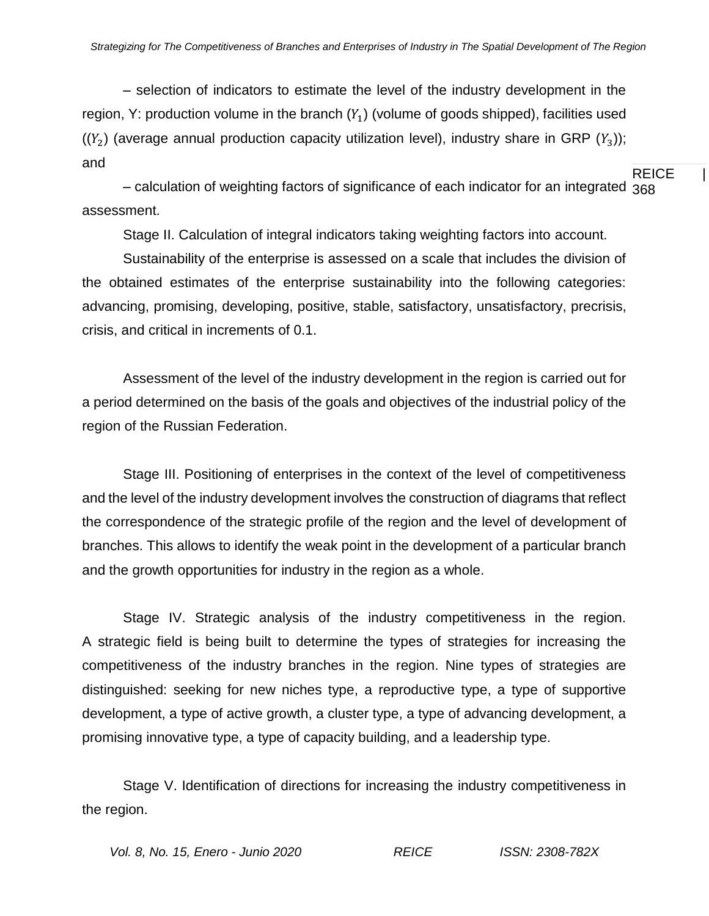– selection of indicators to estimate the level of the industry development in the region, Y: production volume in the branch ($Y_1$) (volume of goods shipped), facilities used (($Y_2$) (average annual production capacity utilization level), industry share in GRP ($Y_3$)); and

– calculation of weighting factors of significance of each indicator for an integrated assessment.

Stage II. Calculation of integral indicators taking weighting factors into account.

Sustainability of the enterprise is assessed on a scale that includes the division of the obtained estimates of the enterprise sustainability into the following categories: advancing, promising, developing, positive, stable, satisfactory, unsatisfactory, precrisis, crisis, and critical in increments of 0.1.

Assessment of the level of the industry development in the region is carried out for a period determined on the basis of the goals and objectives of the industrial policy of the region of the Russian Federation.

Stage III. Positioning of enterprises in the context of the level of competitiveness and the level of the industry development involves the construction of diagrams that reflect the correspondence of the strategic profile of the region and the level of development of branches. This allows to identify the weak point in the development of a particular branch and the growth opportunities for industry in the region as a whole.

Stage IV. Strategic analysis of the industry competitiveness in the region. A strategic field is being built to determine the types of strategies for increasing the competitiveness of the industry branches in the region. Nine types of strategies are distinguished: seeking for new niches type, a reproductive type, a type of supportive development, a type of active growth, a cluster type, a type of advancing development, a promising innovative type, a type of capacity building, and a leadership type.

Stage V. Identification of directions for increasing the industry competitiveness in the region.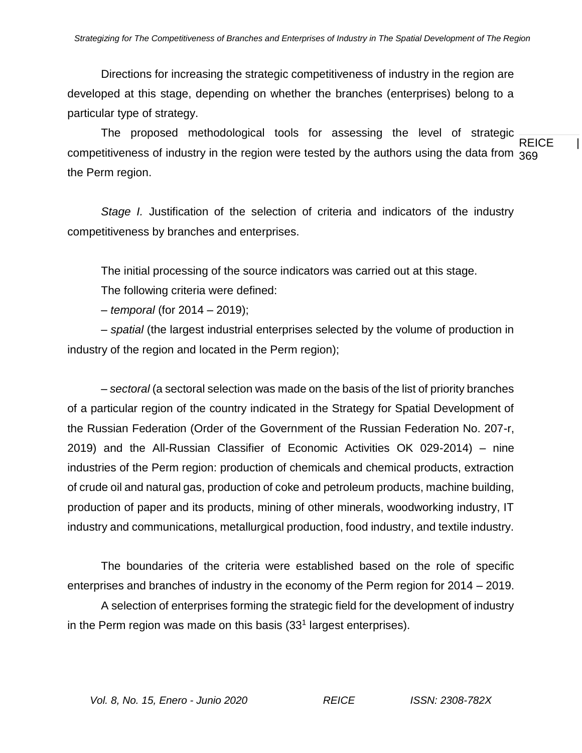Directions for increasing the strategic competitiveness of industry in the region are developed at this stage, depending on whether the branches (enterprises) belong to a particular type of strategy.

The proposed methodological tools for assessing the level of strategic competitiveness of industry in the region were tested by the authors using the data from the Perm region.

*Stage I.* Justification of the selection of criteria and indicators of the industry competitiveness by branches and enterprises.

The initial processing of the source indicators was carried out at this stage.

The following criteria were defined:

– *temporal* (for 2014 – 2019);

– *spatial* (the largest industrial enterprises selected by the volume of production in industry of the region and located in the Perm region);

– *sectoral* (a sectoral selection was made on the basis of the list of priority branches of a particular region of the country indicated in the Strategy for Spatial Development of the Russian Federation (Order of the Government of the Russian Federation No. 207-r, 2019) and the All-Russian Classifier of Economic Activities OK 029-2014) – nine industries of the Perm region: production of chemicals and chemical products, extraction of crude oil and natural gas, production of coke and petroleum products, machine building, production of paper and its products, mining of other minerals, woodworking industry, IT industry and communications, metallurgical production, food industry, and textile industry.

The boundaries of the criteria were established based on the role of specific enterprises and branches of industry in the economy of the Perm region for 2014 – 2019.

A selection of enterprises forming the strategic field for the development of industry in the Perm region was made on this basis (33[1] largest enterprises).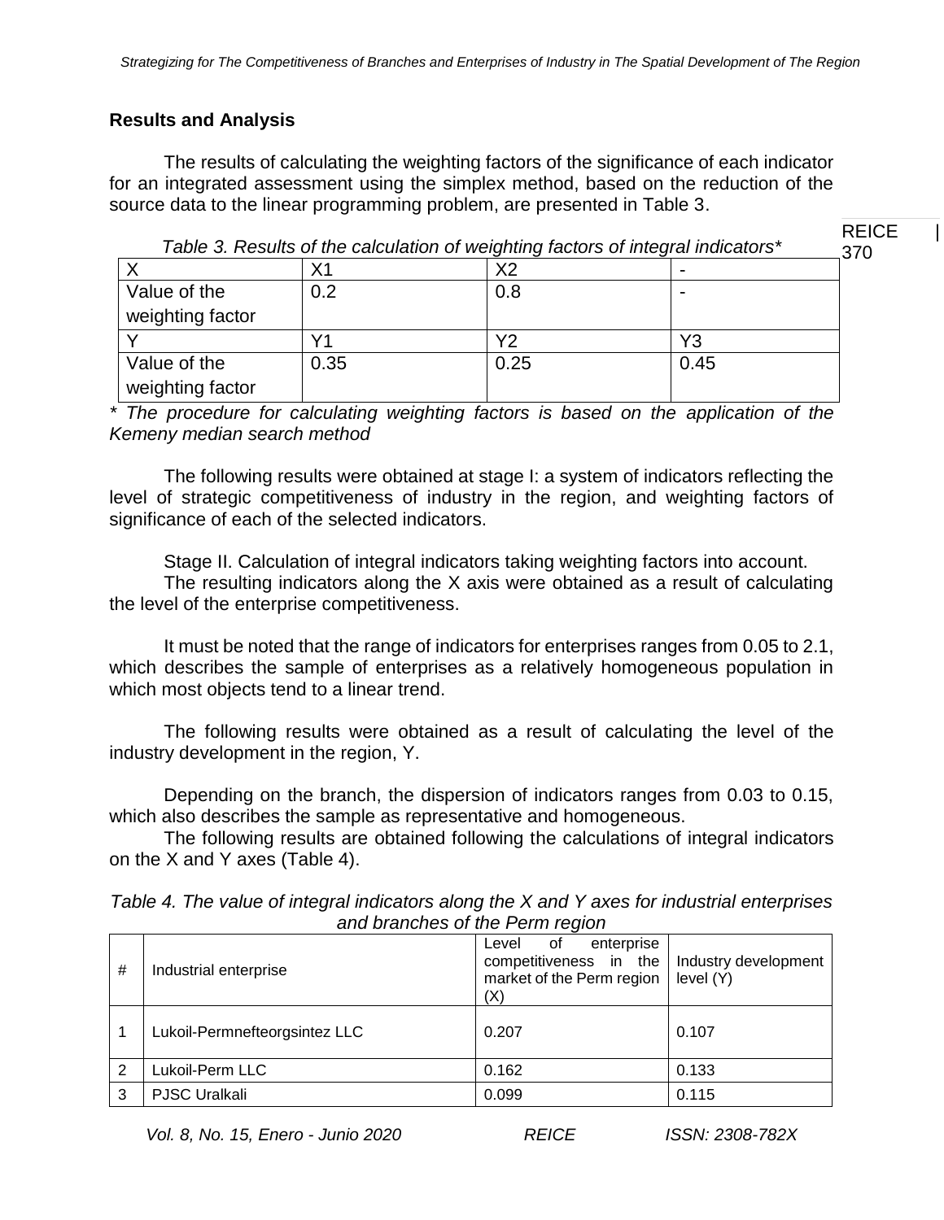## Results and Analysis

The results of calculating the weighting factors of the significance of each indicator for an integrated assessment using the simplex method, based on the reduction of the source data to the linear programming problem, are presented in Table 3.

*Table 3. Results of the calculation of weighting factors of integral indicators**

| X | X1 | X2 | - |
|---|---|---|---|
| Value of the weighting factor | 0.2 | 0.8 | - |
| Y | Y1 | Y2 | Y3 |
| Value of the weighting factor | 0.35 | 0.25 | 0.45 |

*\* The procedure for calculating weighting factors is based on the application of the Kemeny median search method*

The following results were obtained at stage I: a system of indicators reflecting the level of strategic competitiveness of industry in the region, and weighting factors of significance of each of the selected indicators.

Stage II. Calculation of integral indicators taking weighting factors into account.

The resulting indicators along the X axis were obtained as a result of calculating the level of the enterprise competitiveness.

It must be noted that the range of indicators for enterprises ranges from 0.05 to 2.1, which describes the sample of enterprises as a relatively homogeneous population in which most objects tend to a linear trend.

The following results were obtained as a result of calculating the level of the industry development in the region, Y.

Depending on the branch, the dispersion of indicators ranges from 0.03 to 0.15, which also describes the sample as representative and homogeneous.

The following results are obtained following the calculations of integral indicators on the X and Y axes (Table 4).

*Table 4. The value of integral indicators along the X and Y axes for industrial enterprises and branches of the Perm region*

| # | Industrial enterprise | Level of enterprise competitiveness in the market of the Perm region (X) | Industry development level (Y) |
|---|---|---|---|
| 1 | Lukoil-Permnefteorgsintez LLC | 0.207 | 0.107 |
| 2 | Lukoil-Perm LLC | 0.162 | 0.133 |
| 3 | PJSC Uralkali | 0.099 | 0.115 |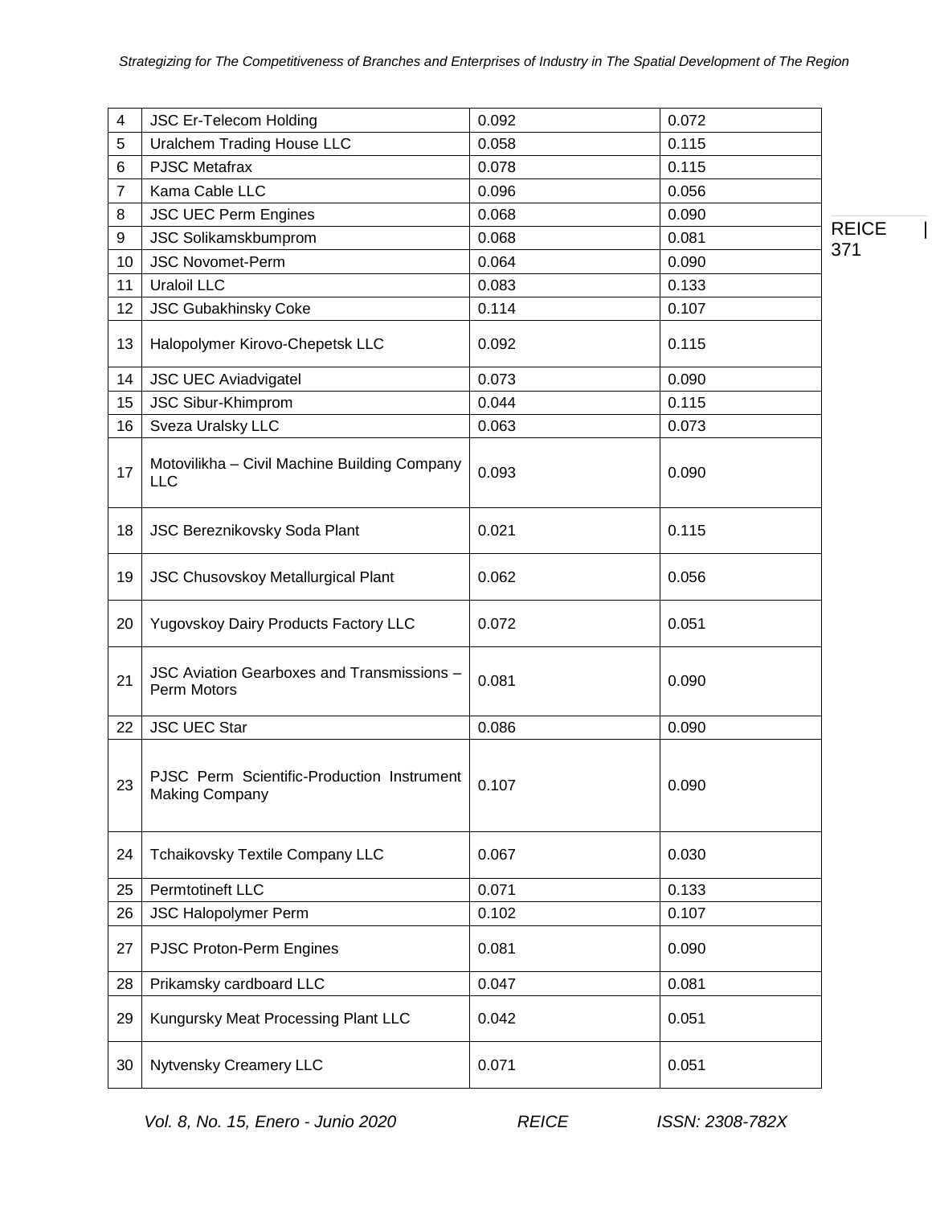| | | | |
|---|---|---|---|
| 4 | JSC Er-Telecom Holding | 0.092 | 0.072 |
| 5 | Uralchem Trading House LLC | 0.058 | 0.115 |
| 6 | PJSC Metafrax | 0.078 | 0.115 |
| 7 | Kama Cable LLC | 0.096 | 0.056 |
| 8 | JSC UEC Perm Engines | 0.068 | 0.090 |
| 9 | JSC Solikamskbumprom | 0.068 | 0.081 |
| 10 | JSC Novomet-Perm | 0.064 | 0.090 |
| 11 | Uraloil LLC | 0.083 | 0.133 |
| 12 | JSC Gubakhinsky Coke | 0.114 | 0.107 |
| 13 | Halopolymer Kirovo-Chepetsk LLC | 0.092 | 0.115 |
| 14 | JSC UEC Aviadvigatel | 0.073 | 0.090 |
| 15 | JSC Sibur-Khimprom | 0.044 | 0.115 |
| 16 | Sveza Uralsky LLC | 0.063 | 0.073 |
| 17 | Motovilikha – Civil Machine Building Company LLC | 0.093 | 0.090 |
| 18 | JSC Bereznikovsky Soda Plant | 0.021 | 0.115 |
| 19 | JSC Chusovskoy Metallurgical Plant | 0.062 | 0.056 |
| 20 | Yugovskoy Dairy Products Factory LLC | 0.072 | 0.051 |
| 21 | JSC Aviation Gearboxes and Transmissions – Perm Motors | 0.081 | 0.090 |
| 22 | JSC UEC Star | 0.086 | 0.090 |
| 23 | PJSC Perm Scientific-Production Instrument Making Company | 0.107 | 0.090 |
| 24 | Tchaikovsky Textile Company LLC | 0.067 | 0.030 |
| 25 | Permtotineft LLC | 0.071 | 0.133 |
| 26 | JSC Halopolymer Perm | 0.102 | 0.107 |
| 27 | PJSC Proton-Perm Engines | 0.081 | 0.090 |
| 28 | Prikamsky cardboard LLC | 0.047 | 0.081 |
| 29 | Kungursky Meat Processing Plant LLC | 0.042 | 0.051 |
| 30 | Nytvensky Creamery LLC | 0.071 | 0.051 |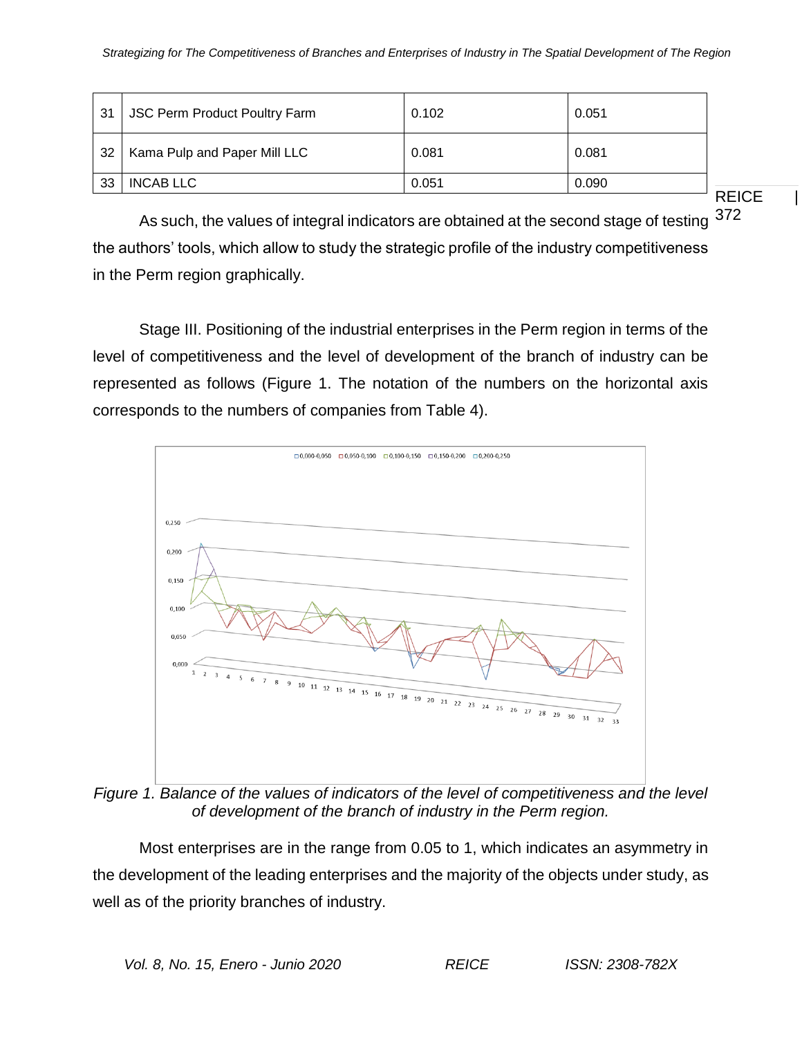| 31 | JSC Perm Product Poultry Farm | 0.102 | 0.051 |
|---|---|---|---|
| 32 | Kama Pulp and Paper Mill LLC | 0.081 | 0.081 |
| 33 | INCAB LLC | 0.051 | 0.090 |

As such, the values of integral indicators are obtained at the second stage of testing the authors' tools, which allow to study the strategic profile of the industry competitiveness in the Perm region graphically.

Stage III. Positioning of the industrial enterprises in the Perm region in terms of the level of competitiveness and the level of development of the branch of industry can be represented as follows (Figure 1. The notation of the numbers on the horizontal axis corresponds to the numbers of companies from Table 4).

*Figure 1. Balance of the values of indicators of the level of competitiveness and the level of development of the branch of industry in the Perm region.*

Most enterprises are in the range from 0.05 to 1, which indicates an asymmetry in the development of the leading enterprises and the majority of the objects under study, as well as of the priority branches of industry.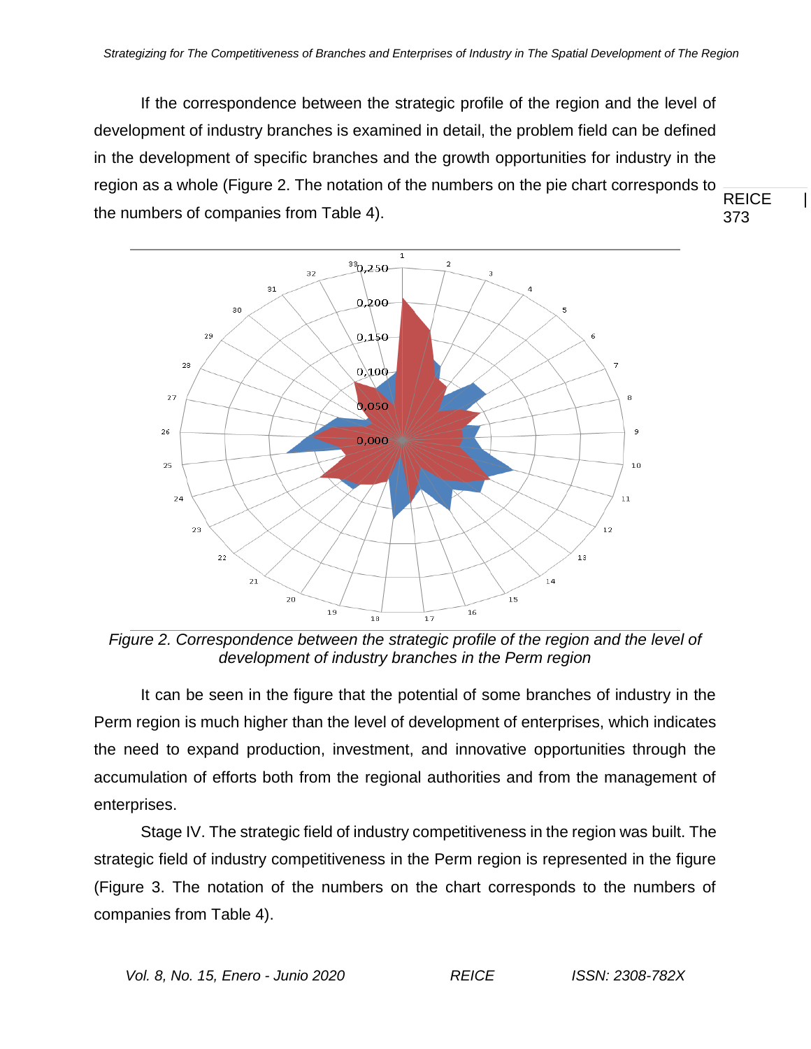If the correspondence between the strategic profile of the region and the level of development of industry branches is examined in detail, the problem field can be defined in the development of specific branches and the growth opportunities for industry in the region as a whole (Figure 2. The notation of the numbers on the pie chart corresponds to the numbers of companies from Table 4).

*Figure 2. Correspondence between the strategic profile of the region and the level of development of industry branches in the Perm region*

It can be seen in the figure that the potential of some branches of industry in the Perm region is much higher than the level of development of enterprises, which indicates the need to expand production, investment, and innovative opportunities through the accumulation of efforts both from the regional authorities and from the management of enterprises.

Stage IV. The strategic field of industry competitiveness in the region was built. The strategic field of industry competitiveness in the Perm region is represented in the figure (Figure 3. The notation of the numbers on the chart corresponds to the numbers of companies from Table 4).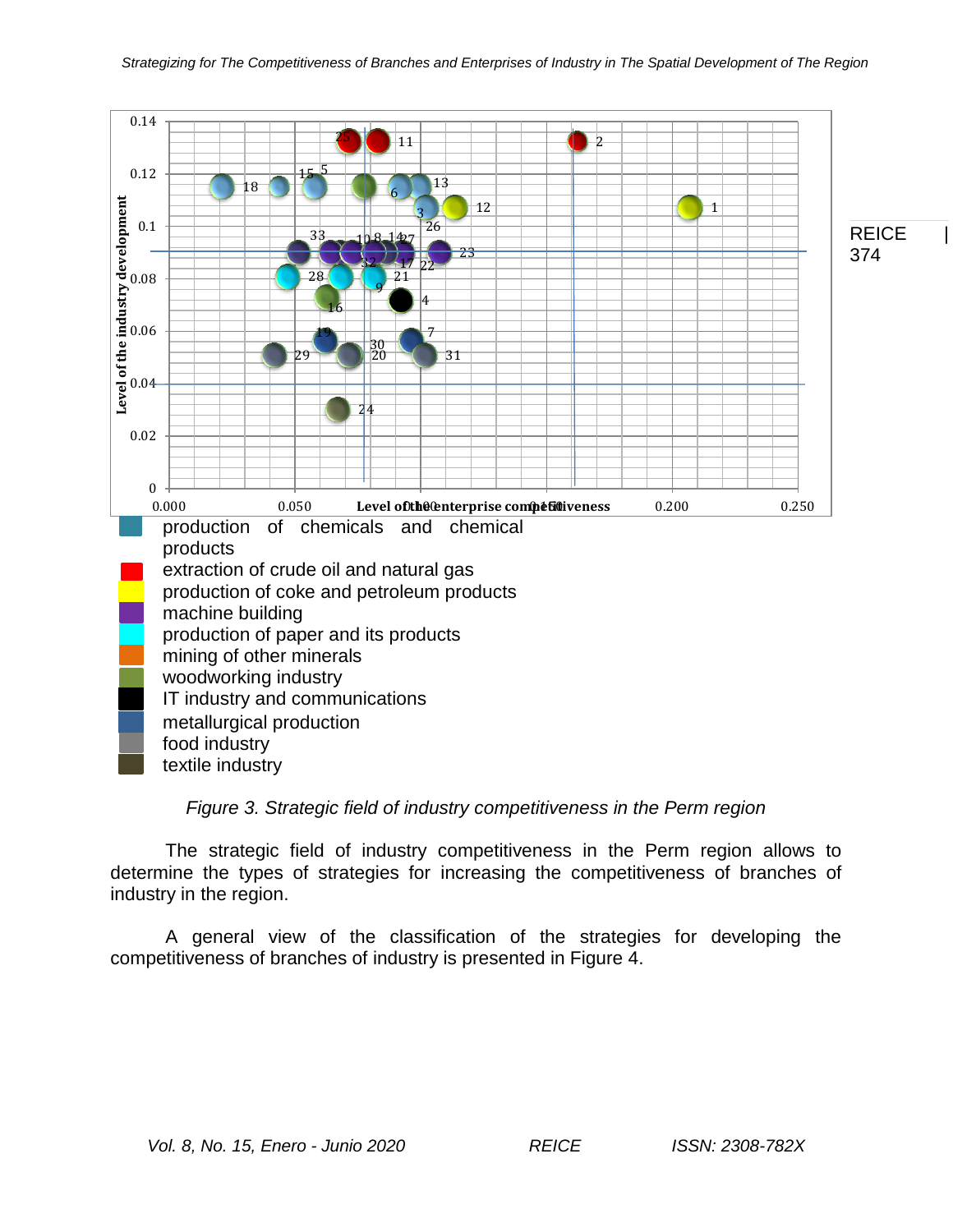production of chemicals and chemical products
extraction of crude oil and natural gas
production of coke and petroleum products
machine building
production of paper and its products
mining of other minerals
woodworking industry
IT industry and communications
metallurgical production
food industry
textile industry

*Figure 3. Strategic field of industry competitiveness in the Perm region*

The strategic field of industry competitiveness in the Perm region allows to determine the types of strategies for increasing the competitiveness of branches of industry in the region.

A general view of the classification of the strategies for developing the competitiveness of branches of industry is presented in Figure 4.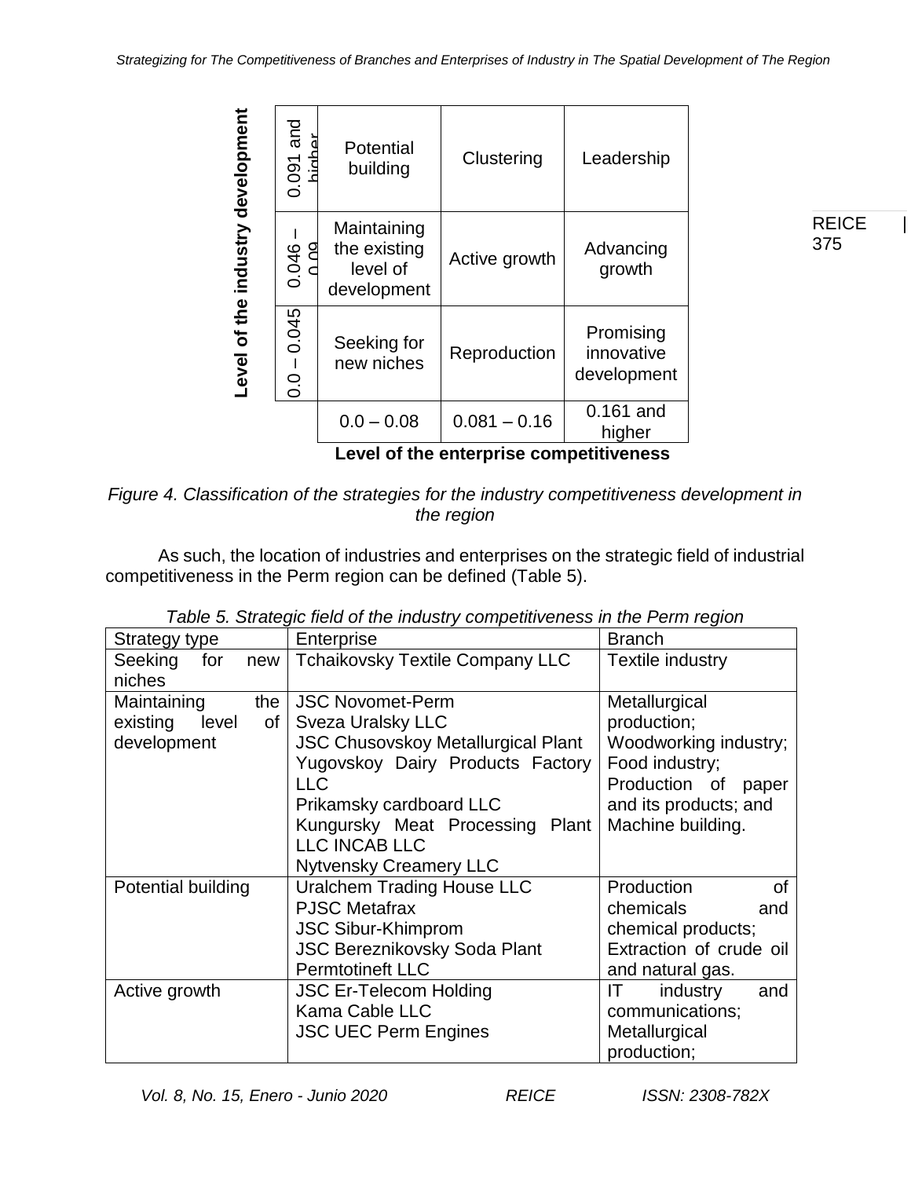| Level of the industry development | | | |
|---|---|---|---|
| 0.091 and higher | Potential building | Clustering | Leadership |
| 0.046 – 0.09 | Maintaining the existing level of development | Active growth | Advancing growth |
| 0.0 – 0.045 | Seeking for new niches | Reproduction | Promising innovative development |
| | 0.0 – 0.08 | 0.081 – 0.16 | 0.161 and higher |
| | **Level of the enterprise competitiveness** | | |

*Figure 4. Classification of the strategies for the industry competitiveness development in the region*

As such, the location of industries and enterprises on the strategic field of industrial competitiveness in the Perm region can be defined (Table 5).

*Table 5. Strategic field of the industry competitiveness in the Perm region*

| Strategy type | Enterprise | Branch |
|---|---|---|
| Seeking for new niches | Tchaikovsky Textile Company LLC | Textile industry |
| Maintaining the existing level of development | JSC Novomet-Perm<br>Sveza Uralsky LLC<br>JSC Chusovskoy Metallurgical Plant<br>Yugovskoy Dairy Products Factory LLC<br>Prikamsky cardboard LLC<br>Kungursky Meat Processing Plant LLC INCAB LLC<br>Nytvensky Creamery LLC | Metallurgical production;<br>Woodworking industry;<br>Food industry;<br>Production of paper and its products; and<br>Machine building. |
| Potential building | Uralchem Trading House LLC<br>PJSC Metafrax<br>JSC Sibur-Khimprom<br>JSC Bereznikovsky Soda Plant<br>Permtotineft LLC | Production of chemicals and chemical products;<br>Extraction of crude oil and natural gas. |
| Active growth | JSC Er-Telecom Holding<br>Kama Cable LLC<br>JSC UEC Perm Engines | IT industry and communications;<br>Metallurgical production; |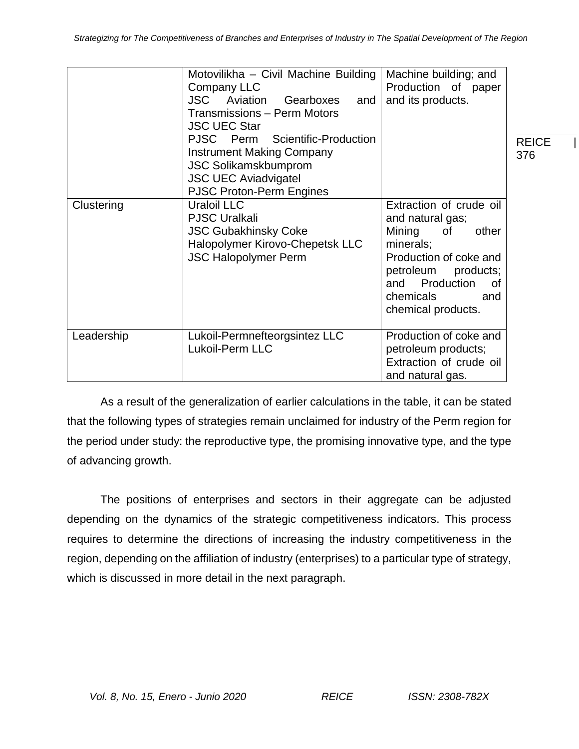| | | |
|---|---|---|
| | Motovilikha – Civil Machine Building Company LLC<br>JSC Aviation Gearboxes and Transmissions – Perm Motors<br>JSC UEC Star<br>PJSC Perm Scientific-Production Instrument Making Company<br>JSC Solikamskbumprom<br>JSC UEC Aviadvigatel<br>PJSC Proton-Perm Engines | Machine building; and Production of paper and its products. |
| Clustering | Uraloil LLC<br>PJSC Uralkali<br>JSC Gubakhinsky Coke<br>Halopolymer Kirovo-Chepetsk LLC<br>JSC Halopolymer Perm | Extraction of crude oil and natural gas;<br>Mining of other minerals;<br>Production of coke and petroleum products; and Production of chemicals and chemical products. |
| Leadership | Lukoil-Permnefteorgsintez LLC<br>Lukoil-Perm LLC | Production of coke and petroleum products;<br>Extraction of crude oil and natural gas. |

As a result of the generalization of earlier calculations in the table, it can be stated that the following types of strategies remain unclaimed for industry of the Perm region for the period under study: the reproductive type, the promising innovative type, and the type of advancing growth.

The positions of enterprises and sectors in their aggregate can be adjusted depending on the dynamics of the strategic competitiveness indicators. This process requires to determine the directions of increasing the industry competitiveness in the region, depending on the affiliation of industry (enterprises) to a particular type of strategy, which is discussed in more detail in the next paragraph.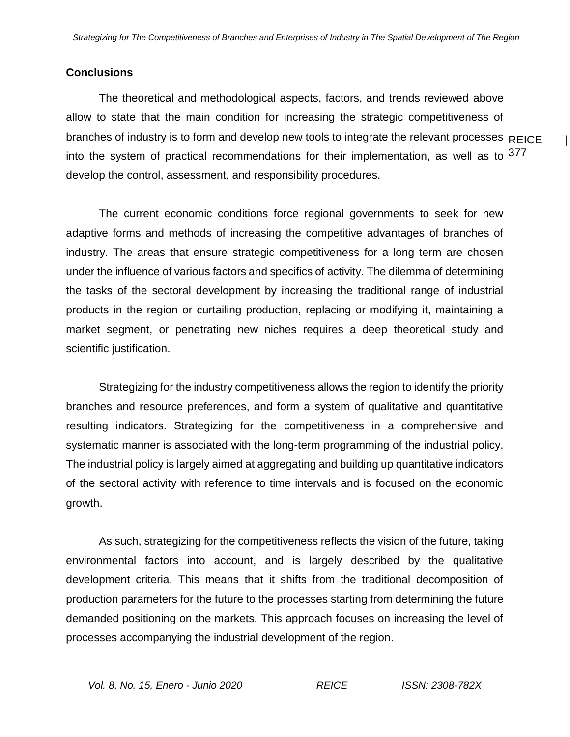## Conclusions

The theoretical and methodological aspects, factors, and trends reviewed above allow to state that the main condition for increasing the strategic competitiveness of branches of industry is to form and develop new tools to integrate the relevant processes into the system of practical recommendations for their implementation, as well as to develop the control, assessment, and responsibility procedures.

The current economic conditions force regional governments to seek for new adaptive forms and methods of increasing the competitive advantages of branches of industry. The areas that ensure strategic competitiveness for a long term are chosen under the influence of various factors and specifics of activity. The dilemma of determining the tasks of the sectoral development by increasing the traditional range of industrial products in the region or curtailing production, replacing or modifying it, maintaining a market segment, or penetrating new niches requires a deep theoretical study and scientific justification.

Strategizing for the industry competitiveness allows the region to identify the priority branches and resource preferences, and form a system of qualitative and quantitative resulting indicators. Strategizing for the competitiveness in a comprehensive and systematic manner is associated with the long-term programming of the industrial policy. The industrial policy is largely aimed at aggregating and building up quantitative indicators of the sectoral activity with reference to time intervals and is focused on the economic growth.

As such, strategizing for the competitiveness reflects the vision of the future, taking environmental factors into account, and is largely described by the qualitative development criteria. This means that it shifts from the traditional decomposition of production parameters for the future to the processes starting from determining the future demanded positioning on the markets. This approach focuses on increasing the level of processes accompanying the industrial development of the region.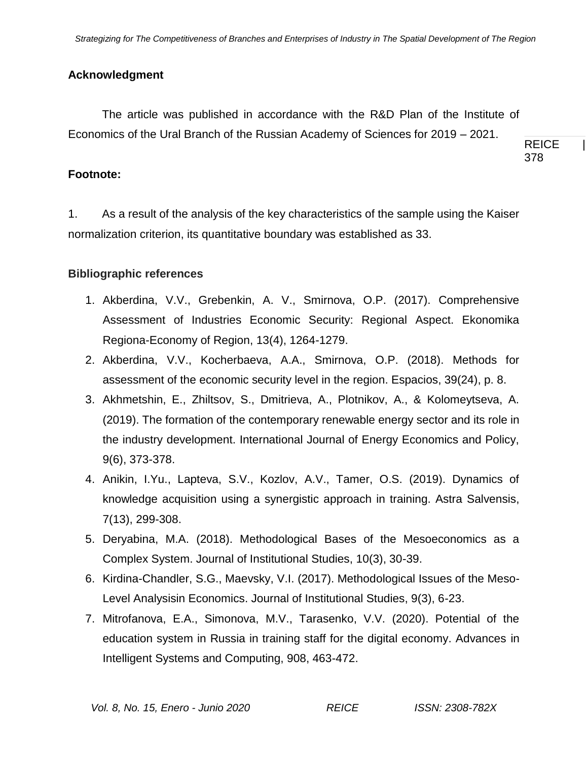## Acknowledgment

The article was published in accordance with the R&D Plan of the Institute of Economics of the Ural Branch of the Russian Academy of Sciences for 2019 – 2021.

## Footnote:

1. As a result of the analysis of the key characteristics of the sample using the Kaiser normalization criterion, its quantitative boundary was established as 33.

## Bibliographic references

1. Akberdina, V.V., Grebenkin, A. V., Smirnova, O.P. (2017). Comprehensive Assessment of Industries Economic Security: Regional Aspect. Ekonomika Regiona-Economy of Region, 13(4), 1264-1279.
2. Akberdina, V.V., Kocherbaeva, A.A., Smirnova, O.P. (2018). Methods for assessment of the economic security level in the region. Espacios, 39(24), p. 8.
3. Akhmetshin, E., Zhiltsov, S., Dmitrieva, A., Plotnikov, A., & Kolomeytseva, A. (2019). The formation of the contemporary renewable energy sector and its role in the industry development. International Journal of Energy Economics and Policy, 9(6), 373-378.
4. Anikin, I.Yu., Lapteva, S.V., Kozlov, A.V., Tamer, O.S. (2019). Dynamics of knowledge acquisition using a synergistic approach in training. Astra Salvensis, 7(13), 299-308.
5. Deryabina, M.A. (2018). Methodological Bases of the Mesoeconomics as a Complex System. Journal of Institutional Studies, 10(3), 30-39.
6. Kirdina-Chandler, S.G., Maevsky, V.I. (2017). Methodological Issues of the Meso-Level Analysisin Economics. Journal of Institutional Studies, 9(3), 6-23.
7. Mitrofanova, E.A., Simonova, M.V., Tarasenko, V.V. (2020). Potential of the education system in Russia in training staff for the digital economy. Advances in Intelligent Systems and Computing, 908, 463-472.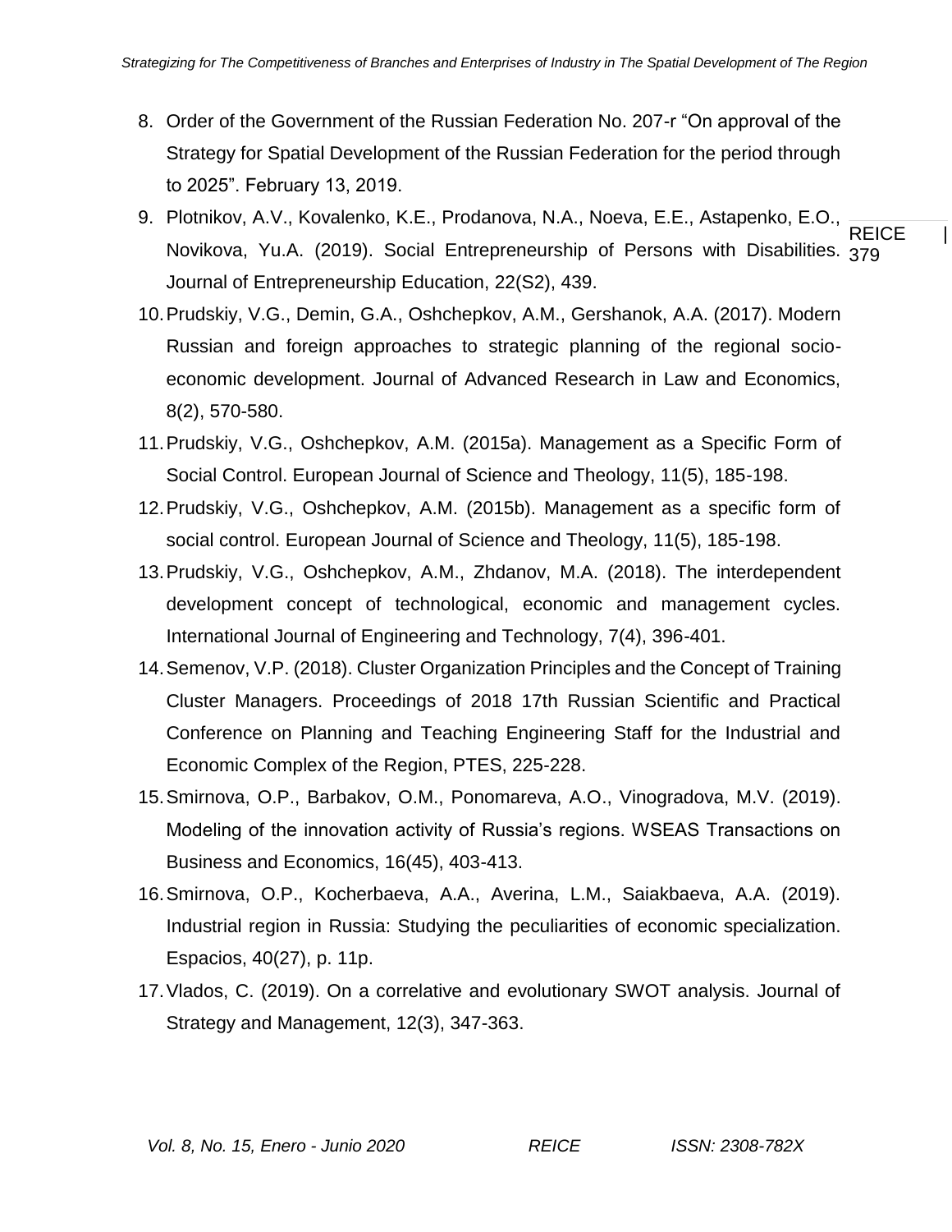8. Order of the Government of the Russian Federation No. 207-r "On approval of the Strategy for Spatial Development of the Russian Federation for the period through to 2025". February 13, 2019.
9. Plotnikov, A.V., Kovalenko, K.E., Prodanova, N.A., Noeva, E.E., Astapenko, E.O., Novikova, Yu.A. (2019). Social Entrepreneurship of Persons with Disabilities. Journal of Entrepreneurship Education, 22(S2), 439.
10. Prudskiy, V.G., Demin, G.A., Oshchepkov, A.M., Gershanok, A.A. (2017). Modern Russian and foreign approaches to strategic planning of the regional socio-economic development. Journal of Advanced Research in Law and Economics, 8(2), 570-580.
11. Prudskiy, V.G., Oshchepkov, A.M. (2015a). Management as a Specific Form of Social Control. European Journal of Science and Theology, 11(5), 185-198.
12. Prudskiy, V.G., Oshchepkov, A.M. (2015b). Management as a specific form of social control. European Journal of Science and Theology, 11(5), 185-198.
13. Prudskiy, V.G., Oshchepkov, A.M., Zhdanov, M.A. (2018). The interdependent development concept of technological, economic and management cycles. International Journal of Engineering and Technology, 7(4), 396-401.
14. Semenov, V.P. (2018). Cluster Organization Principles and the Concept of Training Cluster Managers. Proceedings of 2018 17th Russian Scientific and Practical Conference on Planning and Teaching Engineering Staff for the Industrial and Economic Complex of the Region, PTES, 225-228.
15. Smirnova, O.P., Barbakov, O.M., Ponomareva, A.O., Vinogradova, M.V. (2019). Modeling of the innovation activity of Russia's regions. WSEAS Transactions on Business and Economics, 16(45), 403-413.
16. Smirnova, O.P., Kocherbaeva, A.A., Averina, L.M., Saiakbaeva, A.A. (2019). Industrial region in Russia: Studying the peculiarities of economic specialization. Espacios, 40(27), p. 11p.
17. Vlados, C. (2019). On a correlative and evolutionary SWOT analysis. Journal of Strategy and Management, 12(3), 347-363.